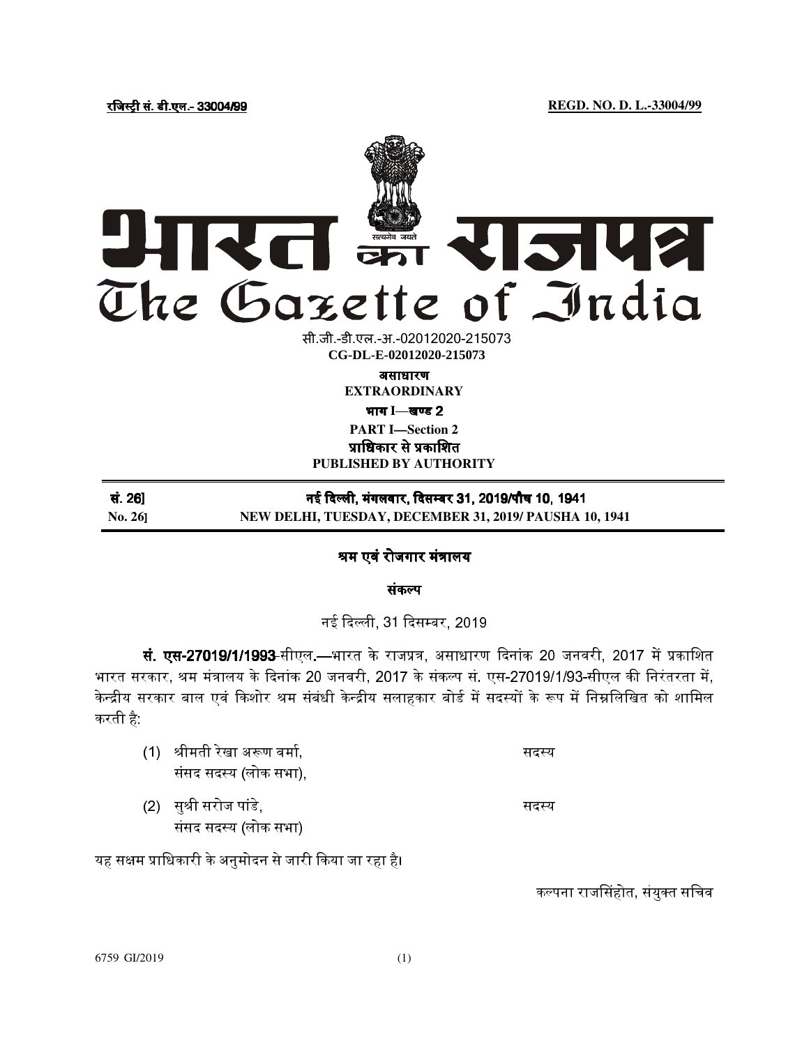रजिस्ट्री सं. डी.एल.- 33004/99 | REGD. NO. D. L.-33004/99

# भारत का राजपत्र
# The Gazette of India

सी.जी.-डी.एल.-अ.-02012020-215073
**CG-DL-E-02012020-215073**

**असाधारण**
**EXTRAORDINARY**

**भाग I—खण्ड 2**
**PART I—Section 2**

**प्राधिकार से प्रकाशित**
**PUBLISHED BY AUTHORITY**

**सं. 26]** **नई दिल्ली, मंगलवार, दिसम्बर 31, 2019/पौष 10, 1941**
**No. 26]** **NEW DELHI, TUESDAY, DECEMBER 31, 2019/ PAUSHA 10, 1941**

## श्रम एवं रोजगार मंत्रालय

### संकल्प

नई दिल्ली, 31 दिसम्बर, 2019

**सं. एस-27019/1/1993**-सीएल.—भारत के राजपत्र, असाधारण दिनांक 20 जनवरी, 2017 में प्रकाशित भारत सरकार, श्रम मंत्रालय के दिनांक 20 जनवरी, 2017 के संकल्प सं. एस-27019/1/93-सीएल की निरंतरता में, केन्द्रीय सरकार बाल एवं किशोर श्रम संबंधी केन्द्रीय सलाहकार बोर्ड में सदस्यों के रूप में निम्नलिखित को शामिल करती है:

(1) श्रीमती रेखा अरूण वर्मा, संसद सदस्य (लोक सभा), — सदस्य

(2) सुश्री सरोज पांडे, संसद सदस्य (लोक सभा) — सदस्य

यह सक्षम प्राधिकारी के अनुमोदन से जारी किया जा रहा है।

कल्पना राजसिंहोत, संयुक्त सचिव

6759 GI/2019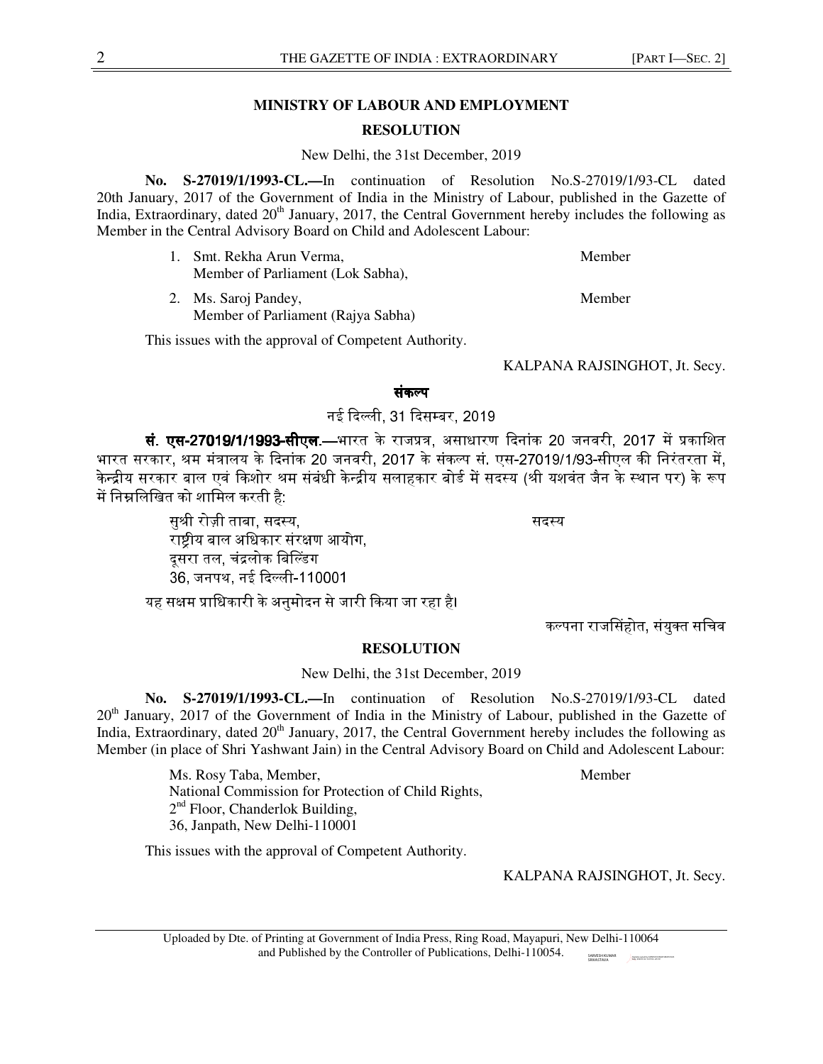## MINISTRY OF LABOUR AND EMPLOYMENT

### RESOLUTION

New Delhi, the 31st December, 2019

**No. S-27019/1/1993-CL.—**In continuation of Resolution No.S-27019/1/93-CL dated 20th January, 2017 of the Government of India in the Ministry of Labour, published in the Gazette of India, Extraordinary, dated 20th January, 2017, the Central Government hereby includes the following as Member in the Central Advisory Board on Child and Adolescent Labour:

1. Smt. Rekha Arun Verma, Member of Parliament (Lok Sabha), — Member
2. Ms. Saroj Pandey, Member of Parliament (Rajya Sabha) — Member

This issues with the approval of Competent Authority.

KALPANA RAJSINGHOT, Jt. Secy.

### संकल्प

नई दिल्ली, 31 दिसम्बर, 2019

**सं. एस-27019/1/1993-सीएल.—**भारत के राजपत्र, असाधारण दिनांक 20 जनवरी, 2017 में प्रकाशित भारत सरकार, श्रम मंत्रालय के दिनांक 20 जनवरी, 2017 के संकल्प सं. एस-27019/1/93-सीएल की निरंतरता में, केन्द्रीय सरकार बाल एवं किशोर श्रम संबंधी केन्द्रीय सलाहकार बोर्ड में सदस्य (श्री यशवंत जैन के स्थान पर) के रूप में निम्नलिखित को शामिल करती है:

सुश्री रोज़ी ताबा, सदस्य,
राष्ट्रीय बाल अधिकार संरक्षण आयोग,
दूसरा तल, चंद्रलोक बिल्डिंग
36, जनपथ, नई दिल्ली-110001 — सदस्य

यह सक्षम प्राधिकारी के अनुमोदन से जारी किया जा रहा है।

कल्पना राजसिंहोत, संयुक्त सचिव

### RESOLUTION

New Delhi, the 31st December, 2019

**No. S-27019/1/1993-CL.—**In continuation of Resolution No.S-27019/1/93-CL dated 20th January, 2017 of the Government of India in the Ministry of Labour, published in the Gazette of India, Extraordinary, dated 20th January, 2017, the Central Government hereby includes the following as Member (in place of Shri Yashwant Jain) in the Central Advisory Board on Child and Adolescent Labour:

Ms. Rosy Taba, Member,
National Commission for Protection of Child Rights,
2nd Floor, Chanderlok Building,
36, Janpath, New Delhi-110001 — Member

This issues with the approval of Competent Authority.

KALPANA RAJSINGHOT, Jt. Secy.

Uploaded by Dte. of Printing at Government of India Press, Ring Road, Mayapuri, New Delhi-110064 and Published by the Controller of Publications, Delhi-110054.